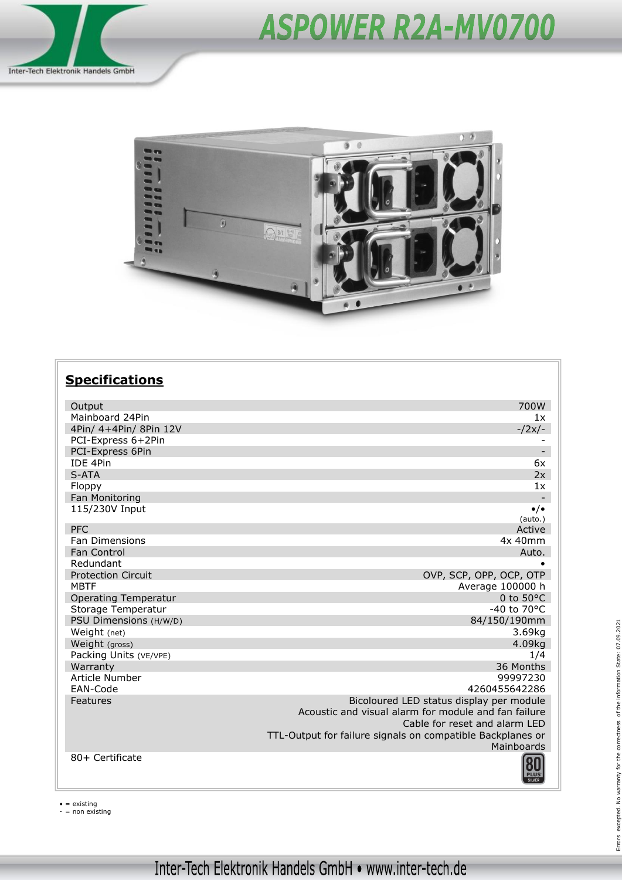# ASPOWER R2A-MV0700

Inter-Tech Elektronik Handels GmbH

## Specifications

| | |
|---|---|
| Output | 700W |
| Mainboard 24Pin | 1x |
| 4Pin/ 4+4Pin/ 8Pin 12V | -/2x/- |
| PCI-Express 6+2Pin | - |
| PCI-Express 6Pin | - |
| IDE 4Pin | 6x |
| S-ATA | 2x |
| Floppy | 1x |
| Fan Monitoring | - |
| 115/230V Input | •/• (auto.) |
| PFC | Active |
| Fan Dimensions | 4x 40mm |
| Fan Control | Auto. |
| Redundant | • |
| Protection Circuit | OVP, SCP, OPP, OCP, OTP |
| MBTF | Average 100000 h |
| Operating Temperatur | 0 to 50°C |
| Storage Temperatur | -40 to 70°C |
| PSU Dimensions (H/W/D) | 84/150/190mm |
| Weight (net) | 3.69kg |
| Weight (gross) | 4.09kg |
| Packing Units (VE/VPE) | 1/4 |
| Warranty | 36 Months |
| Article Number | 99997230 |
| EAN-Code | 4260455642286 |
| Features | Bicoloured LED status display per module<br>Acoustic and visual alarm for module and fan failure<br>Cable for reset and alarm LED<br>TTL-Output for failure signals on compatible Backplanes or Mainboards |
| 80+ Certificate | 80 PLUS SILVER |

• = existing
- = non existing

Errors excepted. No warranty for the correctness of the information State: 07.09.2021

Inter-Tech Elektronik Handels GmbH • www.inter-tech.de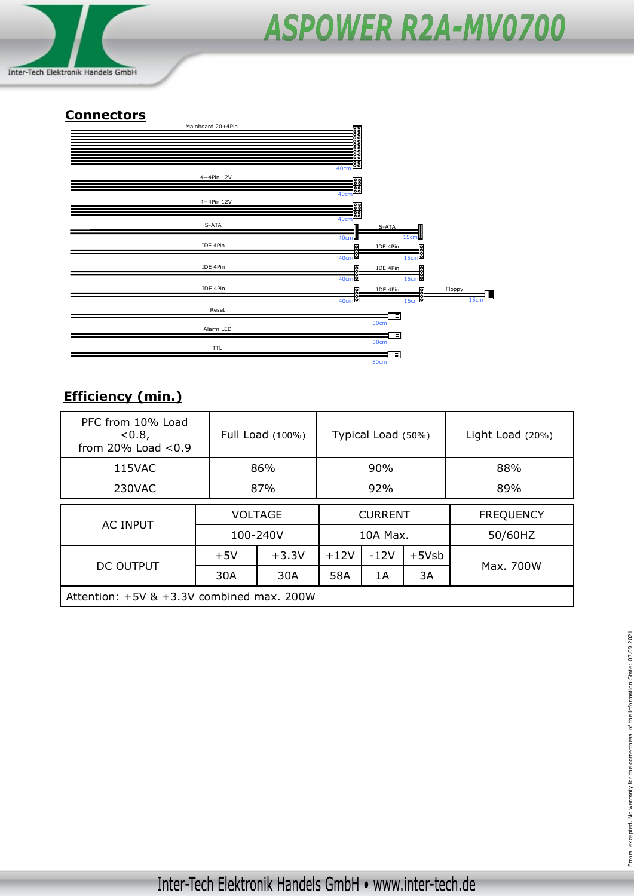# ASPOWER R2A-MV0700

## Connectors

Mainboard 20+4Pin
40cm

4+4Pin 12V
40cm

4+4Pin 12V
40cm

S-ATA
40cm
S-ATA
15cm

IDE 4Pin
40cm
IDE 4Pin
15cm

IDE 4Pin
40cm
IDE 4Pin
15cm

IDE 4Pin
40cm
IDE 4Pin
15cm
Floppy
15cm

Reset
50cm

Alarm LED
50cm

TTL
50cm

## Efficiency (min.)

| PFC from 10% Load <0.8, from 20% Load <0.9 | Full Load (100%) | Typical Load (50%) | Light Load (20%) |
|---|---|---|---|
| 115VAC | 86% | 90% | 88% |
| 230VAC | 87% | 92% | 89% |

| AC INPUT | VOLTAGE | | CURRENT | | | FREQUENCY |
|---|---|---|---|---|---|---|
| | 100-240V | | 10A Max. | | | 50/60HZ |
| DC OUTPUT | +5V | +3.3V | +12V | -12V | +5Vsb | Max. 700W |
| | 30A | 30A | 58A | 1A | 3A | |
| Attention: +5V & +3.3V combined max. 200W | | | | | | |

Errors excepted. No warranty for the correctness of the information State: 07.09.2021